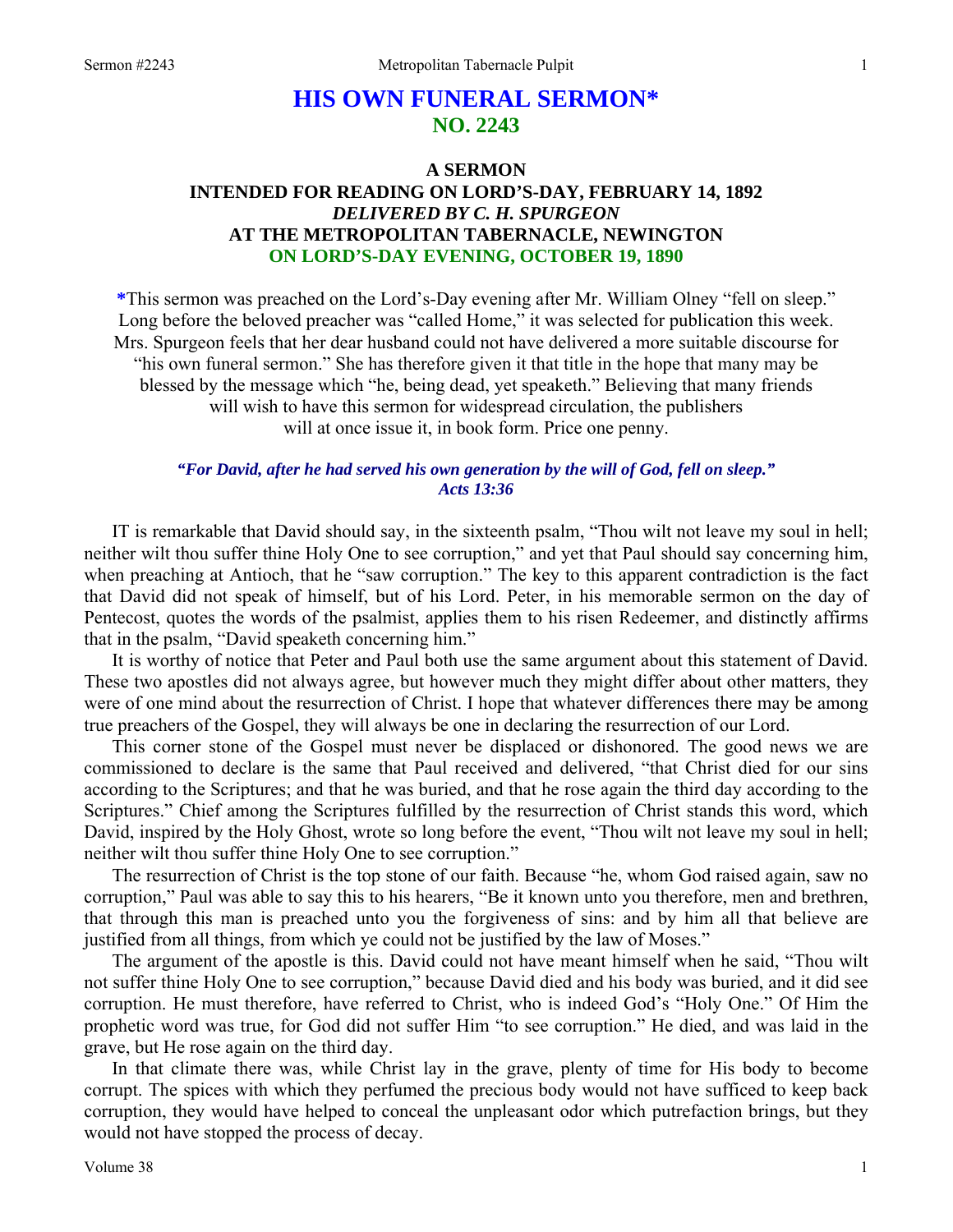# HIS OWN FUNERAL SERMON*
## NO. 2243

### A SERMON
### INTENDED FOR READING ON LORD'S-DAY, FEBRUARY 14, 1892
### *DELIVERED BY C. H. SPURGEON*
### AT THE METROPOLITAN TABERNACLE, NEWINGTON
### ON LORD'S-DAY EVENING, OCTOBER 19, 1890

*This sermon was preached on the Lord's-Day evening after Mr. William Olney "fell on sleep." Long before the beloved preacher was "called Home," it was selected for publication this week. Mrs. Spurgeon feels that her dear husband could not have delivered a more suitable discourse for "his own funeral sermon." She has therefore given it that title in the hope that many may be blessed by the message which "he, being dead, yet speaketh." Believing that many friends will wish to have this sermon for widespread circulation, the publishers will at once issue it, in book form. Price one penny.

***"For David, after he had served his own generation by the will of God, fell on sleep." Acts 13:36***

IT is remarkable that David should say, in the sixteenth psalm, "Thou wilt not leave my soul in hell; neither wilt thou suffer thine Holy One to see corruption," and yet that Paul should say concerning him, when preaching at Antioch, that he "saw corruption." The key to this apparent contradiction is the fact that David did not speak of himself, but of his Lord. Peter, in his memorable sermon on the day of Pentecost, quotes the words of the psalmist, applies them to his risen Redeemer, and distinctly affirms that in the psalm, "David speaketh concerning him."

It is worthy of notice that Peter and Paul both use the same argument about this statement of David. These two apostles did not always agree, but however much they might differ about other matters, they were of one mind about the resurrection of Christ. I hope that whatever differences there may be among true preachers of the Gospel, they will always be one in declaring the resurrection of our Lord.

This corner stone of the Gospel must never be displaced or dishonored. The good news we are commissioned to declare is the same that Paul received and delivered, "that Christ died for our sins according to the Scriptures; and that he was buried, and that he rose again the third day according to the Scriptures." Chief among the Scriptures fulfilled by the resurrection of Christ stands this word, which David, inspired by the Holy Ghost, wrote so long before the event, "Thou wilt not leave my soul in hell; neither wilt thou suffer thine Holy One to see corruption."

The resurrection of Christ is the top stone of our faith. Because "he, whom God raised again, saw no corruption," Paul was able to say this to his hearers, "Be it known unto you therefore, men and brethren, that through this man is preached unto you the forgiveness of sins: and by him all that believe are justified from all things, from which ye could not be justified by the law of Moses."

The argument of the apostle is this. David could not have meant himself when he said, "Thou wilt not suffer thine Holy One to see corruption," because David died and his body was buried, and it did see corruption. He must therefore, have referred to Christ, who is indeed God's "Holy One." Of Him the prophetic word was true, for God did not suffer Him "to see corruption." He died, and was laid in the grave, but He rose again on the third day.

In that climate there was, while Christ lay in the grave, plenty of time for His body to become corrupt. The spices with which they perfumed the precious body would not have sufficed to keep back corruption, they would have helped to conceal the unpleasant odor which putrefaction brings, but they would not have stopped the process of decay.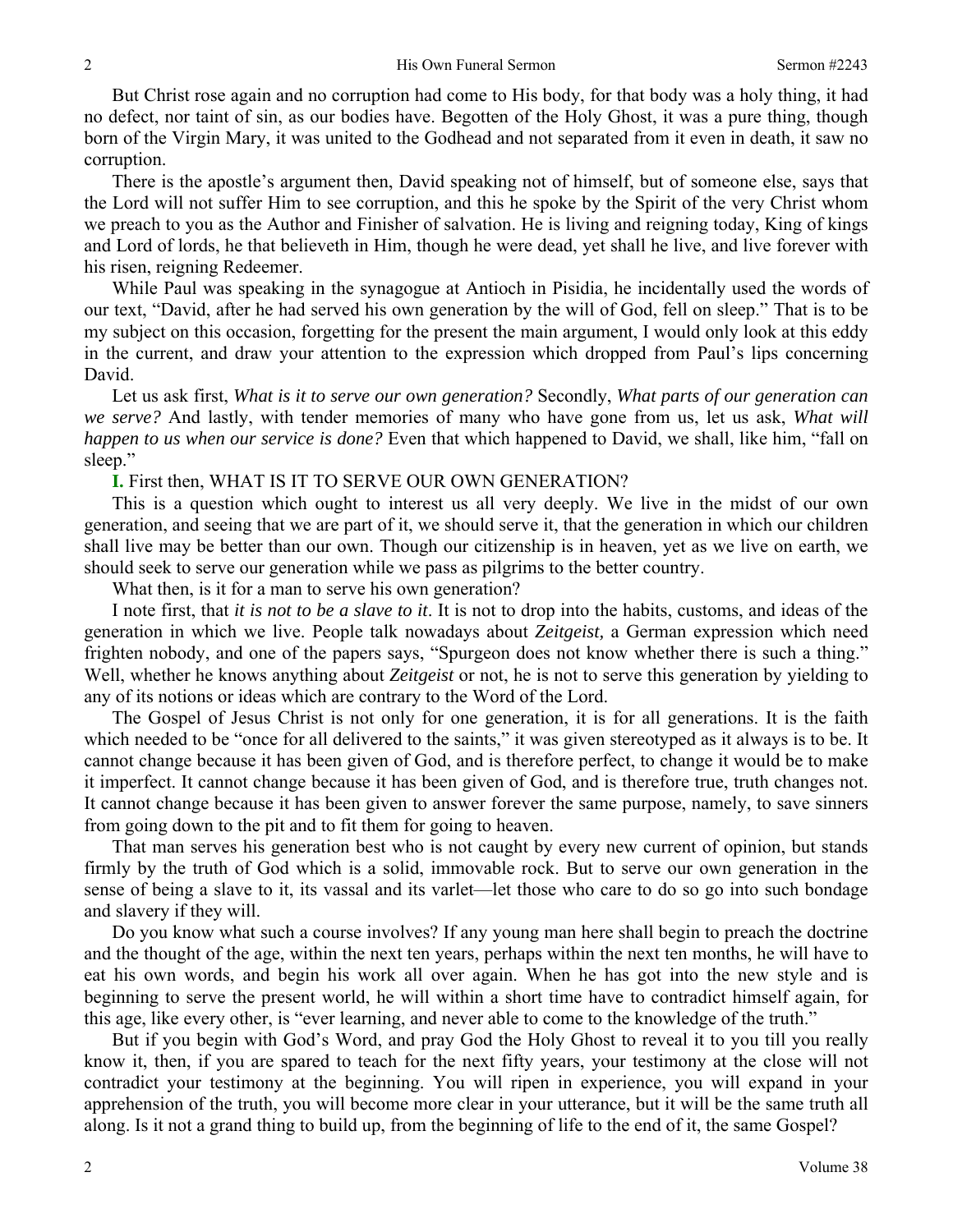But Christ rose again and no corruption had come to His body, for that body was a holy thing, it had no defect, nor taint of sin, as our bodies have. Begotten of the Holy Ghost, it was a pure thing, though born of the Virgin Mary, it was united to the Godhead and not separated from it even in death, it saw no corruption.

There is the apostle's argument then, David speaking not of himself, but of someone else, says that the Lord will not suffer Him to see corruption, and this he spoke by the Spirit of the very Christ whom we preach to you as the Author and Finisher of salvation. He is living and reigning today, King of kings and Lord of lords, he that believeth in Him, though he were dead, yet shall he live, and live forever with his risen, reigning Redeemer.

While Paul was speaking in the synagogue at Antioch in Pisidia, he incidentally used the words of our text, "David, after he had served his own generation by the will of God, fell on sleep." That is to be my subject on this occasion, forgetting for the present the main argument, I would only look at this eddy in the current, and draw your attention to the expression which dropped from Paul's lips concerning David.

Let us ask first, *What is it to serve our own generation?* Secondly, *What parts of our generation can we serve?* And lastly, with tender memories of many who have gone from us, let us ask, *What will happen to us when our service is done?* Even that which happened to David, we shall, like him, "fall on sleep."

**I.** First then, WHAT IS IT TO SERVE OUR OWN GENERATION?

This is a question which ought to interest us all very deeply. We live in the midst of our own generation, and seeing that we are part of it, we should serve it, that the generation in which our children shall live may be better than our own. Though our citizenship is in heaven, yet as we live on earth, we should seek to serve our generation while we pass as pilgrims to the better country.

What then, is it for a man to serve his own generation?

I note first, that *it is not to be a slave to it*. It is not to drop into the habits, customs, and ideas of the generation in which we live. People talk nowadays about *Zeitgeist,* a German expression which need frighten nobody, and one of the papers says, "Spurgeon does not know whether there is such a thing." Well, whether he knows anything about *Zeitgeist* or not, he is not to serve this generation by yielding to any of its notions or ideas which are contrary to the Word of the Lord.

The Gospel of Jesus Christ is not only for one generation, it is for all generations. It is the faith which needed to be "once for all delivered to the saints," it was given stereotyped as it always is to be. It cannot change because it has been given of God, and is therefore perfect, to change it would be to make it imperfect. It cannot change because it has been given of God, and is therefore true, truth changes not. It cannot change because it has been given to answer forever the same purpose, namely, to save sinners from going down to the pit and to fit them for going to heaven.

That man serves his generation best who is not caught by every new current of opinion, but stands firmly by the truth of God which is a solid, immovable rock. But to serve our own generation in the sense of being a slave to it, its vassal and its varlet—let those who care to do so go into such bondage and slavery if they will.

Do you know what such a course involves? If any young man here shall begin to preach the doctrine and the thought of the age, within the next ten years, perhaps within the next ten months, he will have to eat his own words, and begin his work all over again. When he has got into the new style and is beginning to serve the present world, he will within a short time have to contradict himself again, for this age, like every other, is "ever learning, and never able to come to the knowledge of the truth."

But if you begin with God's Word, and pray God the Holy Ghost to reveal it to you till you really know it, then, if you are spared to teach for the next fifty years, your testimony at the close will not contradict your testimony at the beginning. You will ripen in experience, you will expand in your apprehension of the truth, you will become more clear in your utterance, but it will be the same truth all along. Is it not a grand thing to build up, from the beginning of life to the end of it, the same Gospel?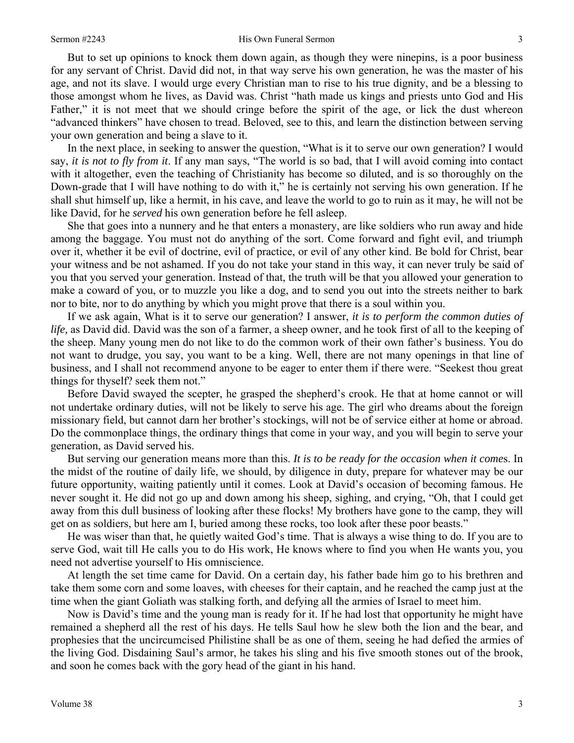But to set up opinions to knock them down again, as though they were ninepins, is a poor business for any servant of Christ. David did not, in that way serve his own generation, he was the master of his age, and not its slave. I would urge every Christian man to rise to his true dignity, and be a blessing to those amongst whom he lives, as David was. Christ "hath made us kings and priests unto God and His Father," it is not meet that we should cringe before the spirit of the age, or lick the dust whereon "advanced thinkers" have chosen to tread. Beloved, see to this, and learn the distinction between serving your own generation and being a slave to it.

In the next place, in seeking to answer the question, "What is it to serve our own generation? I would say, *it is not to fly from it*. If any man says, "The world is so bad, that I will avoid coming into contact with it altogether, even the teaching of Christianity has become so diluted, and is so thoroughly on the Down-grade that I will have nothing to do with it," he is certainly not serving his own generation. If he shall shut himself up, like a hermit, in his cave, and leave the world to go to ruin as it may, he will not be like David, for he *served* his own generation before he fell asleep.

She that goes into a nunnery and he that enters a monastery, are like soldiers who run away and hide among the baggage. You must not do anything of the sort. Come forward and fight evil, and triumph over it, whether it be evil of doctrine, evil of practice, or evil of any other kind. Be bold for Christ, bear your witness and be not ashamed. If you do not take your stand in this way, it can never truly be said of you that you served your generation. Instead of that, the truth will be that you allowed your generation to make a coward of you, or to muzzle you like a dog, and to send you out into the streets neither to bark nor to bite, nor to do anything by which you might prove that there is a soul within you.

If we ask again, What is it to serve our generation? I answer, *it is to perform the common duties of life,* as David did. David was the son of a farmer, a sheep owner, and he took first of all to the keeping of the sheep. Many young men do not like to do the common work of their own father's business. You do not want to drudge, you say, you want to be a king. Well, there are not many openings in that line of business, and I shall not recommend anyone to be eager to enter them if there were. "Seekest thou great things for thyself? seek them not."

Before David swayed the scepter, he grasped the shepherd's crook. He that at home cannot or will not undertake ordinary duties, will not be likely to serve his age. The girl who dreams about the foreign missionary field, but cannot darn her brother's stockings, will not be of service either at home or abroad. Do the commonplace things, the ordinary things that come in your way, and you will begin to serve your generation, as David served his.

But serving our generation means more than this. *It is to be ready for the occasion when it comes*. In the midst of the routine of daily life, we should, by diligence in duty, prepare for whatever may be our future opportunity, waiting patiently until it comes. Look at David's occasion of becoming famous. He never sought it. He did not go up and down among his sheep, sighing, and crying, "Oh, that I could get away from this dull business of looking after these flocks! My brothers have gone to the camp, they will get on as soldiers, but here am I, buried among these rocks, too look after these poor beasts."

He was wiser than that, he quietly waited God's time. That is always a wise thing to do. If you are to serve God, wait till He calls you to do His work, He knows where to find you when He wants you, you need not advertise yourself to His omniscience.

At length the set time came for David. On a certain day, his father bade him go to his brethren and take them some corn and some loaves, with cheeses for their captain, and he reached the camp just at the time when the giant Goliath was stalking forth, and defying all the armies of Israel to meet him.

Now is David's time and the young man is ready for it. If he had lost that opportunity he might have remained a shepherd all the rest of his days. He tells Saul how he slew both the lion and the bear, and prophesies that the uncircumcised Philistine shall be as one of them, seeing he had defied the armies of the living God. Disdaining Saul's armor, he takes his sling and his five smooth stones out of the brook, and soon he comes back with the gory head of the giant in his hand.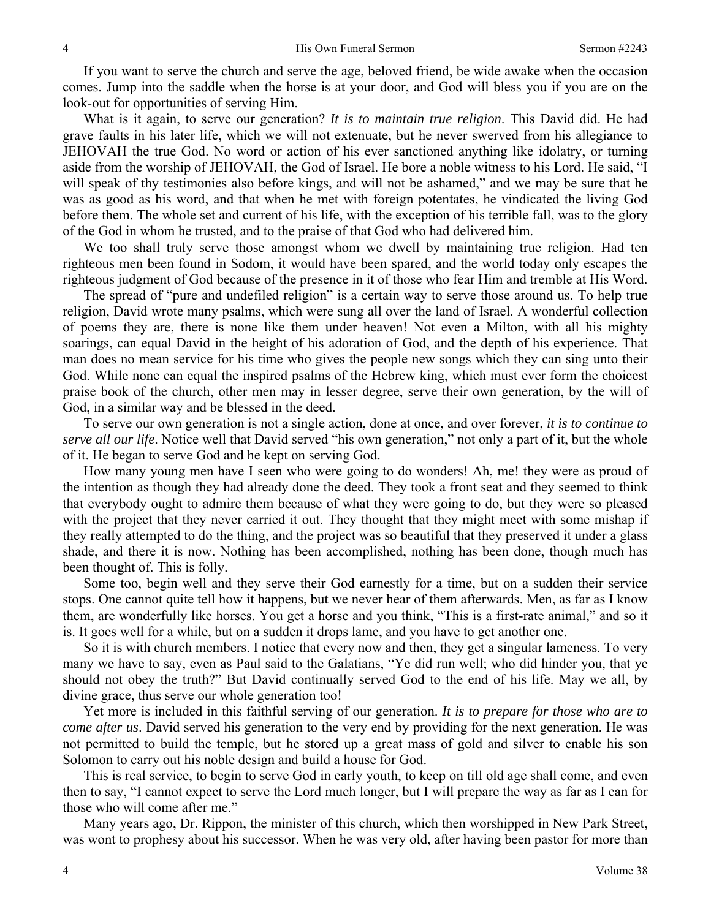If you want to serve the church and serve the age, beloved friend, be wide awake when the occasion comes. Jump into the saddle when the horse is at your door, and God will bless you if you are on the look-out for opportunities of serving Him.

What is it again, to serve our generation? *It is to maintain true religion*. This David did. He had grave faults in his later life, which we will not extenuate, but he never swerved from his allegiance to JEHOVAH the true God. No word or action of his ever sanctioned anything like idolatry, or turning aside from the worship of JEHOVAH, the God of Israel. He bore a noble witness to his Lord. He said, "I will speak of thy testimonies also before kings, and will not be ashamed," and we may be sure that he was as good as his word, and that when he met with foreign potentates, he vindicated the living God before them. The whole set and current of his life, with the exception of his terrible fall, was to the glory of the God in whom he trusted, and to the praise of that God who had delivered him.

We too shall truly serve those amongst whom we dwell by maintaining true religion. Had ten righteous men been found in Sodom, it would have been spared, and the world today only escapes the righteous judgment of God because of the presence in it of those who fear Him and tremble at His Word.

The spread of "pure and undefiled religion" is a certain way to serve those around us. To help true religion, David wrote many psalms, which were sung all over the land of Israel. A wonderful collection of poems they are, there is none like them under heaven! Not even a Milton, with all his mighty soarings, can equal David in the height of his adoration of God, and the depth of his experience. That man does no mean service for his time who gives the people new songs which they can sing unto their God. While none can equal the inspired psalms of the Hebrew king, which must ever form the choicest praise book of the church, other men may in lesser degree, serve their own generation, by the will of God, in a similar way and be blessed in the deed.

To serve our own generation is not a single action, done at once, and over forever, *it is to continue to serve all our life*. Notice well that David served "his own generation," not only a part of it, but the whole of it. He began to serve God and he kept on serving God.

How many young men have I seen who were going to do wonders! Ah, me! they were as proud of the intention as though they had already done the deed. They took a front seat and they seemed to think that everybody ought to admire them because of what they were going to do, but they were so pleased with the project that they never carried it out. They thought that they might meet with some mishap if they really attempted to do the thing, and the project was so beautiful that they preserved it under a glass shade, and there it is now. Nothing has been accomplished, nothing has been done, though much has been thought of. This is folly.

Some too, begin well and they serve their God earnestly for a time, but on a sudden their service stops. One cannot quite tell how it happens, but we never hear of them afterwards. Men, as far as I know them, are wonderfully like horses. You get a horse and you think, "This is a first-rate animal," and so it is. It goes well for a while, but on a sudden it drops lame, and you have to get another one.

So it is with church members. I notice that every now and then, they get a singular lameness. To very many we have to say, even as Paul said to the Galatians, "Ye did run well; who did hinder you, that ye should not obey the truth?" But David continually served God to the end of his life. May we all, by divine grace, thus serve our whole generation too!

Yet more is included in this faithful serving of our generation. *It is to prepare for those who are to come after us*. David served his generation to the very end by providing for the next generation. He was not permitted to build the temple, but he stored up a great mass of gold and silver to enable his son Solomon to carry out his noble design and build a house for God.

This is real service, to begin to serve God in early youth, to keep on till old age shall come, and even then to say, "I cannot expect to serve the Lord much longer, but I will prepare the way as far as I can for those who will come after me."

Many years ago, Dr. Rippon, the minister of this church, which then worshipped in New Park Street, was wont to prophesy about his successor. When he was very old, after having been pastor for more than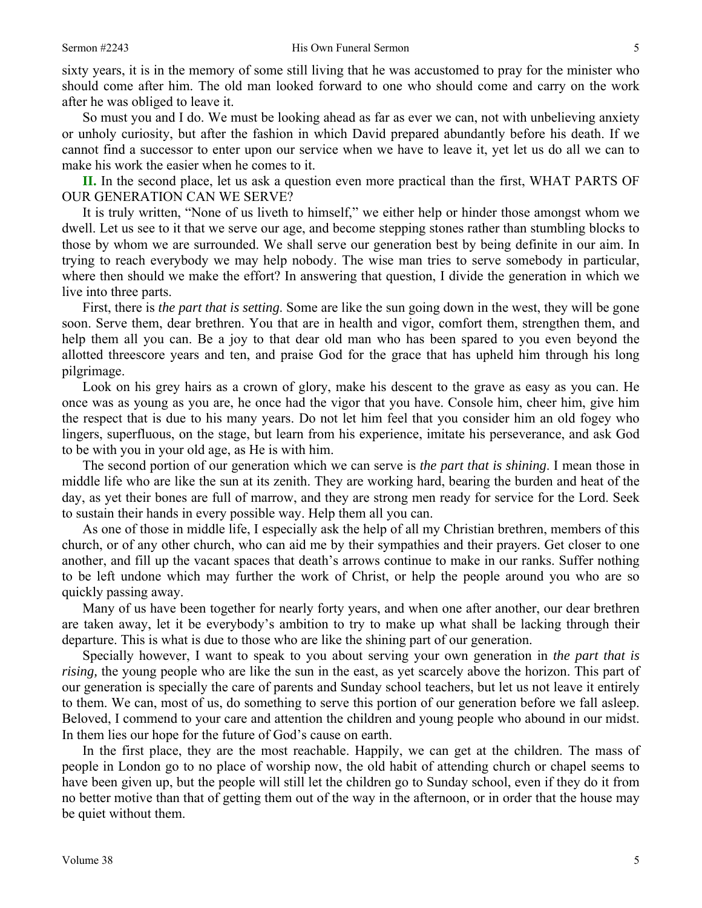sixty years, it is in the memory of some still living that he was accustomed to pray for the minister who should come after him. The old man looked forward to one who should come and carry on the work after he was obliged to leave it.

So must you and I do. We must be looking ahead as far as ever we can, not with unbelieving anxiety or unholy curiosity, but after the fashion in which David prepared abundantly before his death. If we cannot find a successor to enter upon our service when we have to leave it, yet let us do all we can to make his work the easier when he comes to it.

**II.** In the second place, let us ask a question even more practical than the first, WHAT PARTS OF OUR GENERATION CAN WE SERVE?

It is truly written, "None of us liveth to himself," we either help or hinder those amongst whom we dwell. Let us see to it that we serve our age, and become stepping stones rather than stumbling blocks to those by whom we are surrounded. We shall serve our generation best by being definite in our aim. In trying to reach everybody we may help nobody. The wise man tries to serve somebody in particular, where then should we make the effort? In answering that question, I divide the generation in which we live into three parts.

First, there is *the part that is setting*. Some are like the sun going down in the west, they will be gone soon. Serve them, dear brethren. You that are in health and vigor, comfort them, strengthen them, and help them all you can. Be a joy to that dear old man who has been spared to you even beyond the allotted threescore years and ten, and praise God for the grace that has upheld him through his long pilgrimage.

Look on his grey hairs as a crown of glory, make his descent to the grave as easy as you can. He once was as young as you are, he once had the vigor that you have. Console him, cheer him, give him the respect that is due to his many years. Do not let him feel that you consider him an old fogey who lingers, superfluous, on the stage, but learn from his experience, imitate his perseverance, and ask God to be with you in your old age, as He is with him.

The second portion of our generation which we can serve is *the part that is shining*. I mean those in middle life who are like the sun at its zenith. They are working hard, bearing the burden and heat of the day, as yet their bones are full of marrow, and they are strong men ready for service for the Lord. Seek to sustain their hands in every possible way. Help them all you can.

As one of those in middle life, I especially ask the help of all my Christian brethren, members of this church, or of any other church, who can aid me by their sympathies and their prayers. Get closer to one another, and fill up the vacant spaces that death's arrows continue to make in our ranks. Suffer nothing to be left undone which may further the work of Christ, or help the people around you who are so quickly passing away.

Many of us have been together for nearly forty years, and when one after another, our dear brethren are taken away, let it be everybody's ambition to try to make up what shall be lacking through their departure. This is what is due to those who are like the shining part of our generation.

Specially however, I want to speak to you about serving your own generation in *the part that is rising,* the young people who are like the sun in the east, as yet scarcely above the horizon. This part of our generation is specially the care of parents and Sunday school teachers, but let us not leave it entirely to them. We can, most of us, do something to serve this portion of our generation before we fall asleep. Beloved, I commend to your care and attention the children and young people who abound in our midst. In them lies our hope for the future of God's cause on earth.

In the first place, they are the most reachable. Happily, we can get at the children. The mass of people in London go to no place of worship now, the old habit of attending church or chapel seems to have been given up, but the people will still let the children go to Sunday school, even if they do it from no better motive than that of getting them out of the way in the afternoon, or in order that the house may be quiet without them.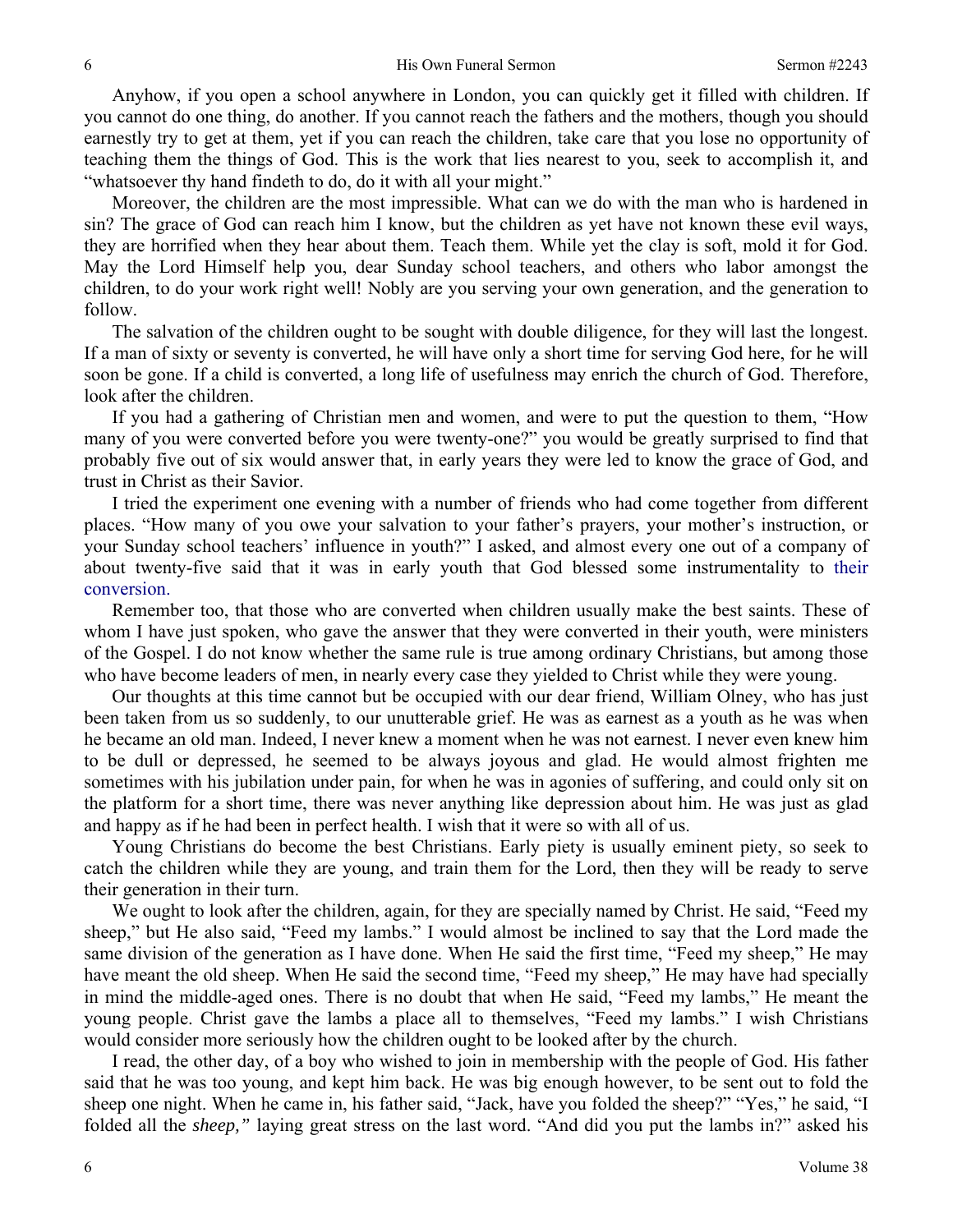Anyhow, if you open a school anywhere in London, you can quickly get it filled with children. If you cannot do one thing, do another. If you cannot reach the fathers and the mothers, though you should earnestly try to get at them, yet if you can reach the children, take care that you lose no opportunity of teaching them the things of God. This is the work that lies nearest to you, seek to accomplish it, and "whatsoever thy hand findeth to do, do it with all your might."

Moreover, the children are the most impressible. What can we do with the man who is hardened in sin? The grace of God can reach him I know, but the children as yet have not known these evil ways, they are horrified when they hear about them. Teach them. While yet the clay is soft, mold it for God. May the Lord Himself help you, dear Sunday school teachers, and others who labor amongst the children, to do your work right well! Nobly are you serving your own generation, and the generation to follow.

The salvation of the children ought to be sought with double diligence, for they will last the longest. If a man of sixty or seventy is converted, he will have only a short time for serving God here, for he will soon be gone. If a child is converted, a long life of usefulness may enrich the church of God. Therefore, look after the children.

If you had a gathering of Christian men and women, and were to put the question to them, "How many of you were converted before you were twenty-one?" you would be greatly surprised to find that probably five out of six would answer that, in early years they were led to know the grace of God, and trust in Christ as their Savior.

I tried the experiment one evening with a number of friends who had come together from different places. "How many of you owe your salvation to your father's prayers, your mother's instruction, or your Sunday school teachers' influence in youth?" I asked, and almost every one out of a company of about twenty-five said that it was in early youth that God blessed some instrumentality to their conversion.

Remember too, that those who are converted when children usually make the best saints. These of whom I have just spoken, who gave the answer that they were converted in their youth, were ministers of the Gospel. I do not know whether the same rule is true among ordinary Christians, but among those who have become leaders of men, in nearly every case they yielded to Christ while they were young.

Our thoughts at this time cannot but be occupied with our dear friend, William Olney, who has just been taken from us so suddenly, to our unutterable grief. He was as earnest as a youth as he was when he became an old man. Indeed, I never knew a moment when he was not earnest. I never even knew him to be dull or depressed, he seemed to be always joyous and glad. He would almost frighten me sometimes with his jubilation under pain, for when he was in agonies of suffering, and could only sit on the platform for a short time, there was never anything like depression about him. He was just as glad and happy as if he had been in perfect health. I wish that it were so with all of us.

Young Christians do become the best Christians. Early piety is usually eminent piety, so seek to catch the children while they are young, and train them for the Lord, then they will be ready to serve their generation in their turn.

We ought to look after the children, again, for they are specially named by Christ. He said, "Feed my sheep," but He also said, "Feed my lambs." I would almost be inclined to say that the Lord made the same division of the generation as I have done. When He said the first time, "Feed my sheep," He may have meant the old sheep. When He said the second time, "Feed my sheep," He may have had specially in mind the middle-aged ones. There is no doubt that when He said, "Feed my lambs," He meant the young people. Christ gave the lambs a place all to themselves, "Feed my lambs." I wish Christians would consider more seriously how the children ought to be looked after by the church.

I read, the other day, of a boy who wished to join in membership with the people of God. His father said that he was too young, and kept him back. He was big enough however, to be sent out to fold the sheep one night. When he came in, his father said, "Jack, have you folded the sheep?" "Yes," he said, "I folded all the *sheep,"* laying great stress on the last word. "And did you put the lambs in?" asked his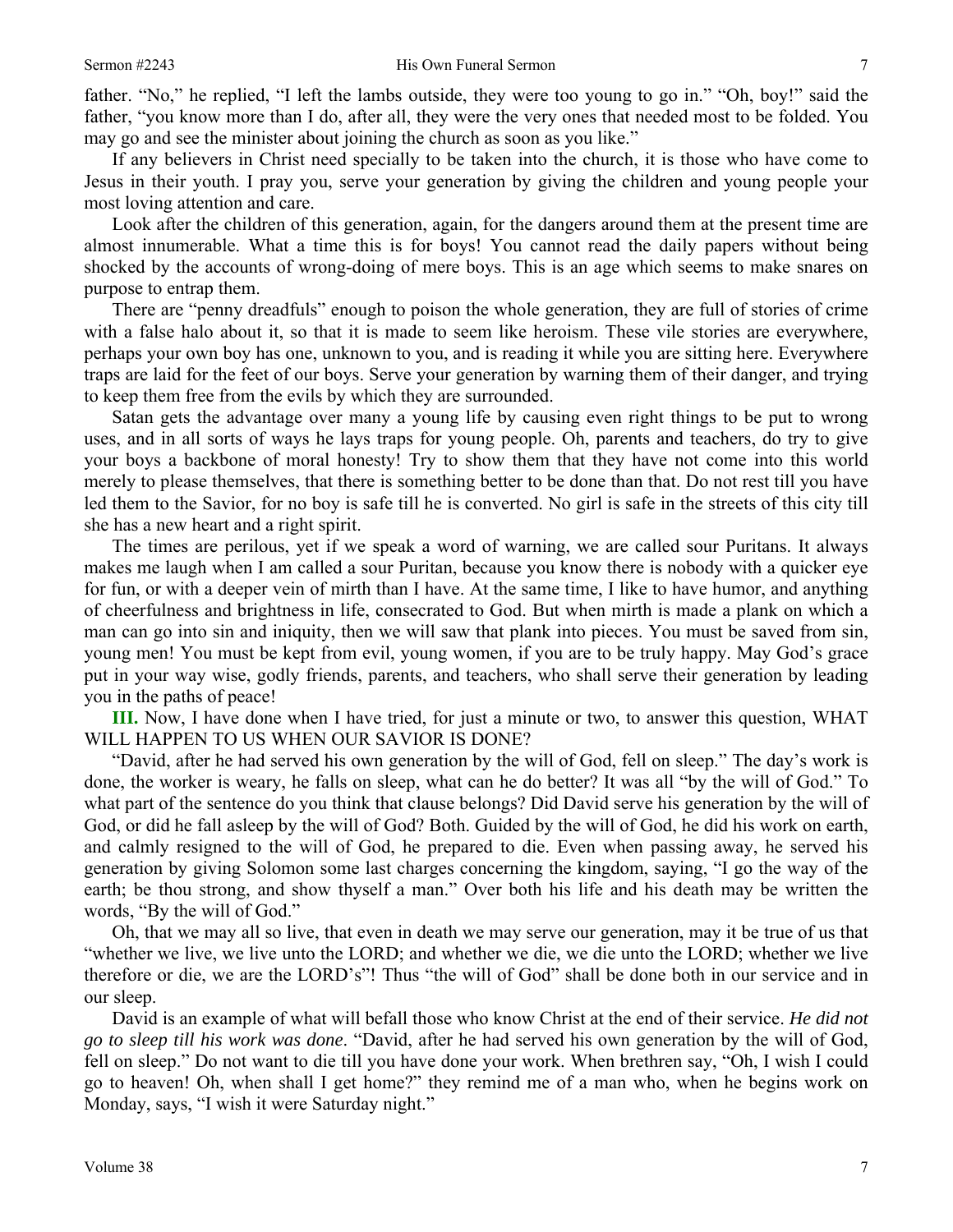father. "No," he replied, "I left the lambs outside, they were too young to go in." "Oh, boy!" said the father, "you know more than I do, after all, they were the very ones that needed most to be folded. You may go and see the minister about joining the church as soon as you like."

If any believers in Christ need specially to be taken into the church, it is those who have come to Jesus in their youth. I pray you, serve your generation by giving the children and young people your most loving attention and care.

Look after the children of this generation, again, for the dangers around them at the present time are almost innumerable. What a time this is for boys! You cannot read the daily papers without being shocked by the accounts of wrong-doing of mere boys. This is an age which seems to make snares on purpose to entrap them.

There are "penny dreadfuls" enough to poison the whole generation, they are full of stories of crime with a false halo about it, so that it is made to seem like heroism. These vile stories are everywhere, perhaps your own boy has one, unknown to you, and is reading it while you are sitting here. Everywhere traps are laid for the feet of our boys. Serve your generation by warning them of their danger, and trying to keep them free from the evils by which they are surrounded.

Satan gets the advantage over many a young life by causing even right things to be put to wrong uses, and in all sorts of ways he lays traps for young people. Oh, parents and teachers, do try to give your boys a backbone of moral honesty! Try to show them that they have not come into this world merely to please themselves, that there is something better to be done than that. Do not rest till you have led them to the Savior, for no boy is safe till he is converted. No girl is safe in the streets of this city till she has a new heart and a right spirit.

The times are perilous, yet if we speak a word of warning, we are called sour Puritans. It always makes me laugh when I am called a sour Puritan, because you know there is nobody with a quicker eye for fun, or with a deeper vein of mirth than I have. At the same time, I like to have humor, and anything of cheerfulness and brightness in life, consecrated to God. But when mirth is made a plank on which a man can go into sin and iniquity, then we will saw that plank into pieces. You must be saved from sin, young men! You must be kept from evil, young women, if you are to be truly happy. May God's grace put in your way wise, godly friends, parents, and teachers, who shall serve their generation by leading you in the paths of peace!

**III.** Now, I have done when I have tried, for just a minute or two, to answer this question, WHAT WILL HAPPEN TO US WHEN OUR SAVIOR IS DONE?

"David, after he had served his own generation by the will of God, fell on sleep." The day's work is done, the worker is weary, he falls on sleep, what can he do better? It was all "by the will of God." To what part of the sentence do you think that clause belongs? Did David serve his generation by the will of God, or did he fall asleep by the will of God? Both. Guided by the will of God, he did his work on earth, and calmly resigned to the will of God, he prepared to die. Even when passing away, he served his generation by giving Solomon some last charges concerning the kingdom, saying, "I go the way of the earth; be thou strong, and show thyself a man." Over both his life and his death may be written the words, "By the will of God."

Oh, that we may all so live, that even in death we may serve our generation, may it be true of us that "whether we live, we live unto the LORD; and whether we die, we die unto the LORD; whether we live therefore or die, we are the LORD's"! Thus "the will of God" shall be done both in our service and in our sleep.

David is an example of what will befall those who know Christ at the end of their service. *He did not go to sleep till his work was done*. "David, after he had served his own generation by the will of God, fell on sleep." Do not want to die till you have done your work. When brethren say, "Oh, I wish I could go to heaven! Oh, when shall I get home?" they remind me of a man who, when he begins work on Monday, says, "I wish it were Saturday night."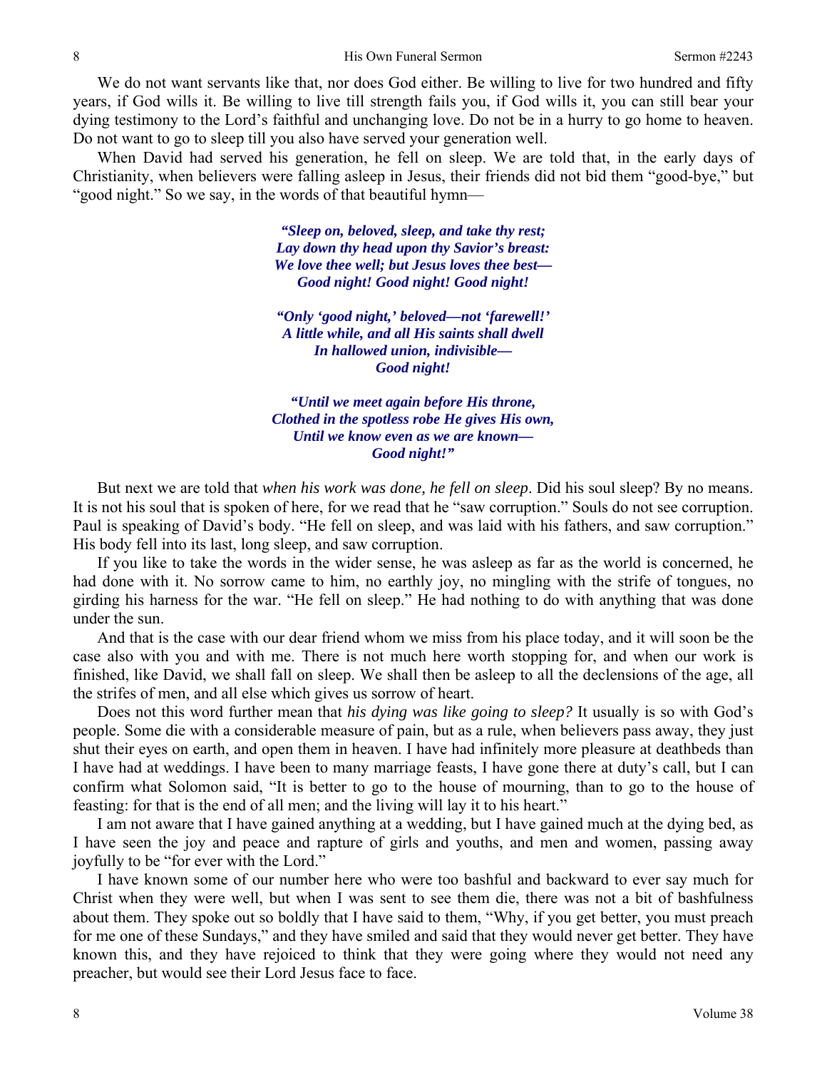We do not want servants like that, nor does God either. Be willing to live for two hundred and fifty years, if God wills it. Be willing to live till strength fails you, if God wills it, you can still bear your dying testimony to the Lord's faithful and unchanging love. Do not be in a hurry to go home to heaven. Do not want to go to sleep till you also have served your generation well.

When David had served his generation, he fell on sleep. We are told that, in the early days of Christianity, when believers were falling asleep in Jesus, their friends did not bid them "good-bye," but "good night." So we say, in the words of that beautiful hymn—

> ***"Sleep on, beloved, sleep, and take thy rest;***
> ***Lay down thy head upon thy Savior's breast:***
> ***We love thee well; but Jesus loves thee best—***
> ***Good night! Good night! Good night!***
>
> ***"Only 'good night,' beloved—not 'farewell!'***
> ***A little while, and all His saints shall dwell***
> ***In hallowed union, indivisible—***
> ***Good night!***
>
> ***"Until we meet again before His throne,***
> ***Clothed in the spotless robe He gives His own,***
> ***Until we know even as we are known—***
> ***Good night!"***

But next we are told that *when his work was done, he fell on sleep*. Did his soul sleep? By no means. It is not his soul that is spoken of here, for we read that he "saw corruption." Souls do not see corruption. Paul is speaking of David's body. "He fell on sleep, and was laid with his fathers, and saw corruption." His body fell into its last, long sleep, and saw corruption.

If you like to take the words in the wider sense, he was asleep as far as the world is concerned, he had done with it. No sorrow came to him, no earthly joy, no mingling with the strife of tongues, no girding his harness for the war. "He fell on sleep." He had nothing to do with anything that was done under the sun.

And that is the case with our dear friend whom we miss from his place today, and it will soon be the case also with you and with me. There is not much here worth stopping for, and when our work is finished, like David, we shall fall on sleep. We shall then be asleep to all the declensions of the age, all the strifes of men, and all else which gives us sorrow of heart.

Does not this word further mean that *his dying was like going to sleep?* It usually is so with God's people. Some die with a considerable measure of pain, but as a rule, when believers pass away, they just shut their eyes on earth, and open them in heaven. I have had infinitely more pleasure at deathbeds than I have had at weddings. I have been to many marriage feasts, I have gone there at duty's call, but I can confirm what Solomon said, "It is better to go to the house of mourning, than to go to the house of feasting: for that is the end of all men; and the living will lay it to his heart."

I am not aware that I have gained anything at a wedding, but I have gained much at the dying bed, as I have seen the joy and peace and rapture of girls and youths, and men and women, passing away joyfully to be "for ever with the Lord."

I have known some of our number here who were too bashful and backward to ever say much for Christ when they were well, but when I was sent to see them die, there was not a bit of bashfulness about them. They spoke out so boldly that I have said to them, "Why, if you get better, you must preach for me one of these Sundays," and they have smiled and said that they would never get better. They have known this, and they have rejoiced to think that they were going where they would not need any preacher, but would see their Lord Jesus face to face.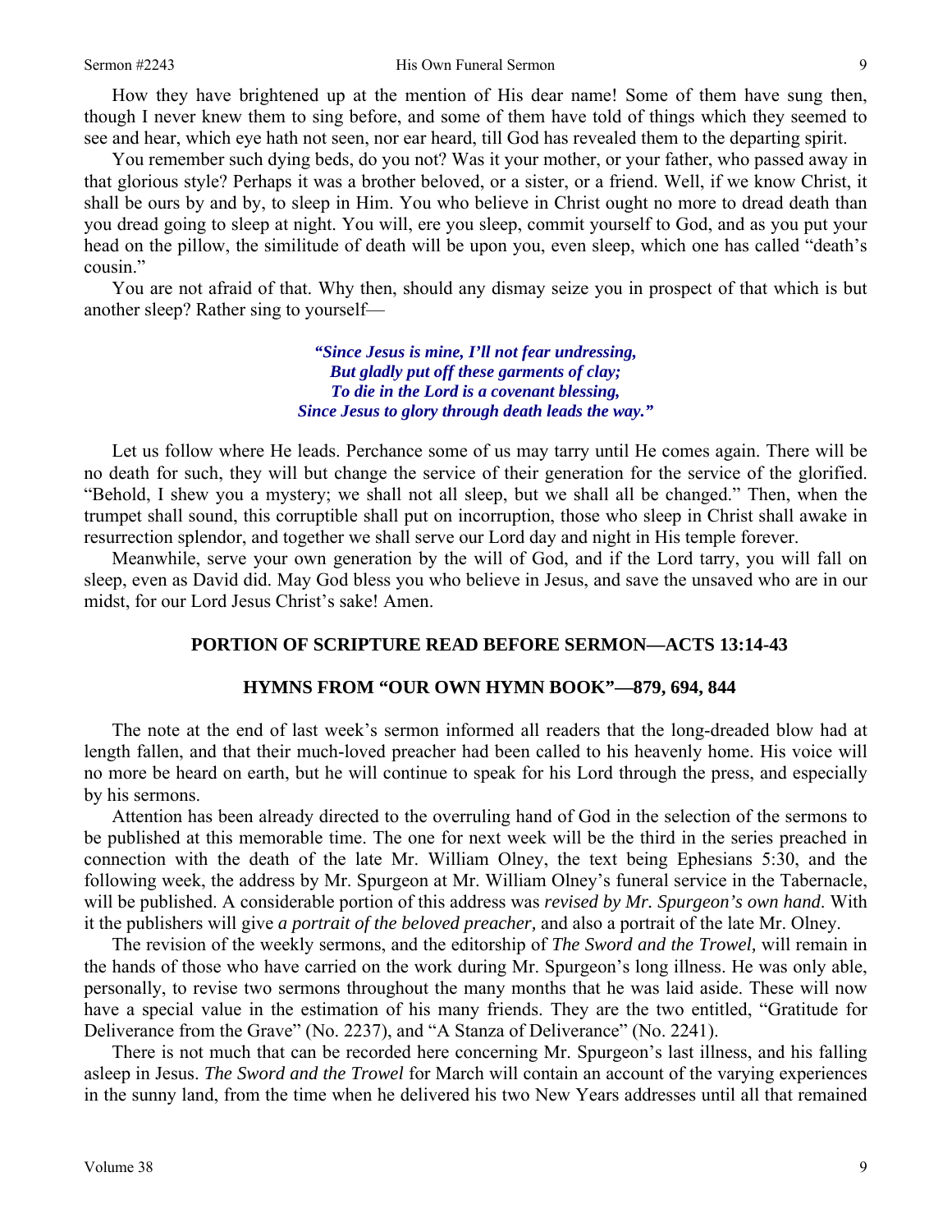How they have brightened up at the mention of His dear name! Some of them have sung then, though I never knew them to sing before, and some of them have told of things which they seemed to see and hear, which eye hath not seen, nor ear heard, till God has revealed them to the departing spirit.

You remember such dying beds, do you not? Was it your mother, or your father, who passed away in that glorious style? Perhaps it was a brother beloved, or a sister, or a friend. Well, if we know Christ, it shall be ours by and by, to sleep in Him. You who believe in Christ ought no more to dread death than you dread going to sleep at night. You will, ere you sleep, commit yourself to God, and as you put your head on the pillow, the similitude of death will be upon you, even sleep, which one has called "death's cousin."

You are not afraid of that. Why then, should any dismay seize you in prospect of that which is but another sleep? Rather sing to yourself—

> ***"Since Jesus is mine, I'll not fear undressing,***
> ***But gladly put off these garments of clay;***
> ***To die in the Lord is a covenant blessing,***
> ***Since Jesus to glory through death leads the way."***

Let us follow where He leads. Perchance some of us may tarry until He comes again. There will be no death for such, they will but change the service of their generation for the service of the glorified. "Behold, I shew you a mystery; we shall not all sleep, but we shall all be changed." Then, when the trumpet shall sound, this corruptible shall put on incorruption, those who sleep in Christ shall awake in resurrection splendor, and together we shall serve our Lord day and night in His temple forever.

Meanwhile, serve your own generation by the will of God, and if the Lord tarry, you will fall on sleep, even as David did. May God bless you who believe in Jesus, and save the unsaved who are in our midst, for our Lord Jesus Christ's sake! Amen.

**PORTION OF SCRIPTURE READ BEFORE SERMON—ACTS 13:14-43**

**HYMNS FROM "OUR OWN HYMN BOOK"—879, 694, 844**

The note at the end of last week's sermon informed all readers that the long-dreaded blow had at length fallen, and that their much-loved preacher had been called to his heavenly home. His voice will no more be heard on earth, but he will continue to speak for his Lord through the press, and especially by his sermons.

Attention has been already directed to the overruling hand of God in the selection of the sermons to be published at this memorable time. The one for next week will be the third in the series preached in connection with the death of the late Mr. William Olney, the text being Ephesians 5:30, and the following week, the address by Mr. Spurgeon at Mr. William Olney's funeral service in the Tabernacle, will be published. A considerable portion of this address was *revised by Mr. Spurgeon's own hand*. With it the publishers will give *a portrait of the beloved preacher,* and also a portrait of the late Mr. Olney.

The revision of the weekly sermons, and the editorship of *The Sword and the Trowel,* will remain in the hands of those who have carried on the work during Mr. Spurgeon's long illness. He was only able, personally, to revise two sermons throughout the many months that he was laid aside. These will now have a special value in the estimation of his many friends. They are the two entitled, "Gratitude for Deliverance from the Grave" (No. 2237), and "A Stanza of Deliverance" (No. 2241).

There is not much that can be recorded here concerning Mr. Spurgeon's last illness, and his falling asleep in Jesus. *The Sword and the Trowel* for March will contain an account of the varying experiences in the sunny land, from the time when he delivered his two New Years addresses until all that remained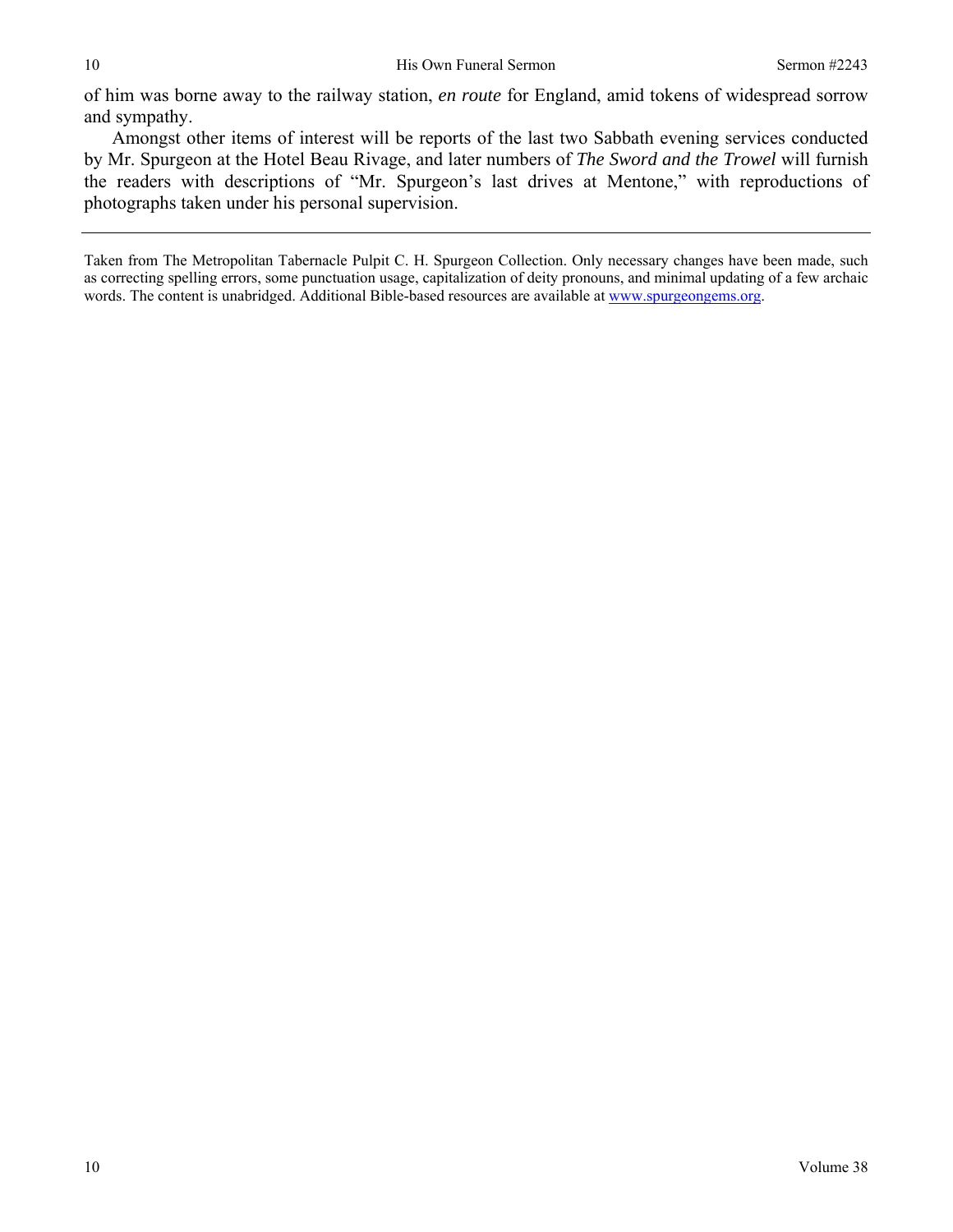of him was borne away to the railway station, *en route* for England, amid tokens of widespread sorrow and sympathy.

Amongst other items of interest will be reports of the last two Sabbath evening services conducted by Mr. Spurgeon at the Hotel Beau Rivage, and later numbers of *The Sword and the Trowel* will furnish the readers with descriptions of "Mr. Spurgeon's last drives at Mentone," with reproductions of photographs taken under his personal supervision.

---

Taken from The Metropolitan Tabernacle Pulpit C. H. Spurgeon Collection. Only necessary changes have been made, such as correcting spelling errors, some punctuation usage, capitalization of deity pronouns, and minimal updating of a few archaic words. The content is unabridged. Additional Bible-based resources are available at [www.spurgeongems.org](http://www.spurgeongems.org).